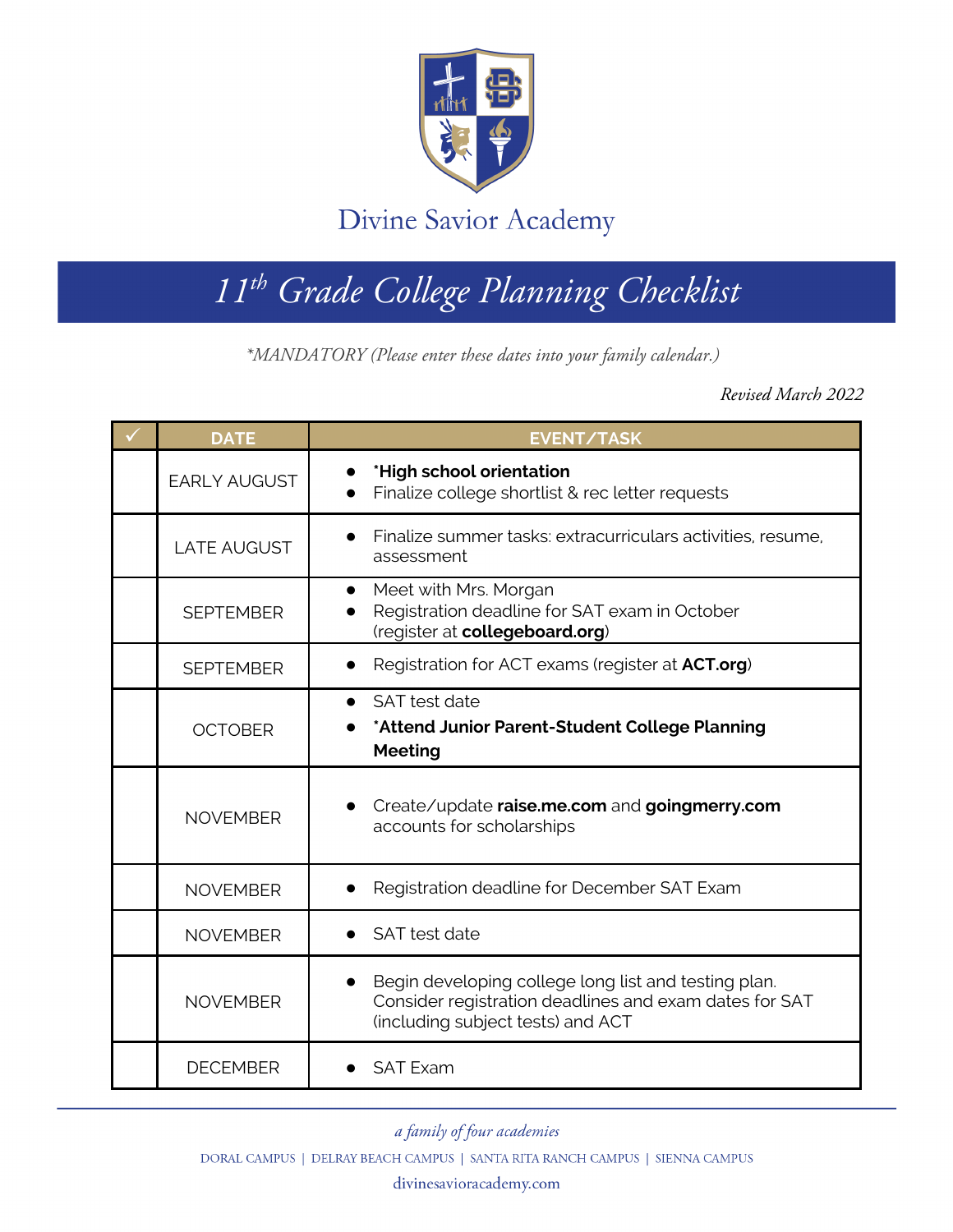# Divine Savior Academy

## $11^{th}$ Grade College Planning Checklist

*\*MANDATORY (Please enter these dates into your family calendar.)*

*Revised March 2022*

| ✓ | DATE | EVENT/TASK |
|---|---|---|
| | EARLY AUGUST | • ***High school orientation**<br>• Finalize college shortlist & rec letter requests |
| | LATE AUGUST | • Finalize summer tasks: extracurriculars activities, resume, assessment |
| | SEPTEMBER | • Meet with Mrs. Morgan<br>• Registration deadline for SAT exam in October (register at **collegeboard.org**) |
| | SEPTEMBER | • Registration for ACT exams (register at **ACT.org**) |
| | OCTOBER | • SAT test date<br>• ***Attend Junior Parent-Student College Planning Meeting** |
| | NOVEMBER | • Create/update **raise.me.com** and **goingmerry.com** accounts for scholarships |
| | NOVEMBER | • Registration deadline for December SAT Exam |
| | NOVEMBER | • SAT test date |
| | NOVEMBER | • Begin developing college long list and testing plan. Consider registration deadlines and exam dates for SAT (including subject tests) and ACT |
| | DECEMBER | • SAT Exam |

*a family of four academies*

DORAL CAMPUS | DELRAY BEACH CAMPUS | SANTA RITA RANCH CAMPUS | SIENNA CAMPUS

divinesavioracademy.com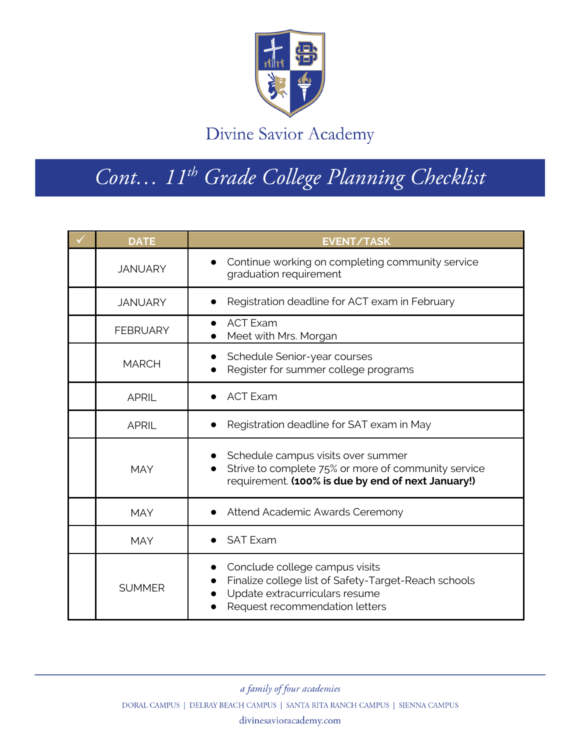Divine Savior Academy

# *Cont… 11th Grade College Planning Checklist*

| ✓ | DATE | EVENT/TASK |
|---|---|---|
| | JANUARY | • Continue working on completing community service graduation requirement |
| | JANUARY | • Registration deadline for ACT exam in February |
| | FEBRUARY | • ACT Exam<br>• Meet with Mrs. Morgan |
| | MARCH | • Schedule Senior-year courses<br>• Register for summer college programs |
| | APRIL | • ACT Exam |
| | APRIL | • Registration deadline for SAT exam in May |
| | MAY | • Schedule campus visits over summer<br>• Strive to complete 75% or more of community service requirement. **(100% is due by end of next January!)** |
| | MAY | • Attend Academic Awards Ceremony |
| | MAY | • SAT Exam |
| | SUMMER | • Conclude college campus visits<br>• Finalize college list of Safety-Target-Reach schools<br>• Update extracurriculars resume<br>• Request recommendation letters |